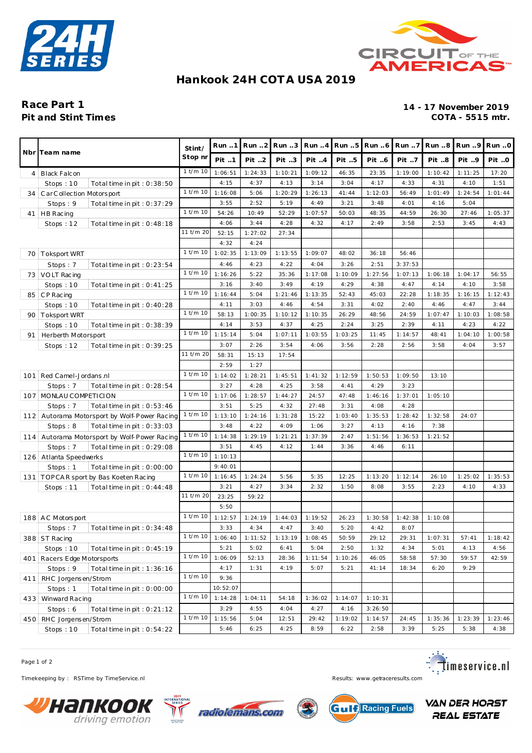# Hankook 24H COTA USA 2019

## Race Part 1
## Pit and Stint Times

**14 - 17 November 2019**
**COTA - 5515 mtr.**

| Nbr | Team name | | Stint/ Stop nr | Run ..1 / Pit ..1 | Run ..2 / Pit ..2 | Run ..3 / Pit ..3 | Run ..4 / Pit ..4 | Run ..5 / Pit ..5 | Run ..6 / Pit ..6 | Run ..7 / Pit ..7 | Run ..8 / Pit ..8 | Run ..9 / Pit ..9 | Run ..0 / Pit ..0 |
|---|---|---|---|---|---|---|---|---|---|---|---|---|---|
| 4 | Black Falcon | | 1 t/m 10 | 1:06:51 | 1:24:33 | 1:10:21 | 1:09:12 | 46:35 | 23:35 | 1:19:00 | 1:10:42 | 1:11:25 | 17:20 |
| | Stops : 10 | Total time in pit : 0:38:50 | | 4:15 | 4:37 | 4:13 | 3:14 | 3:04 | 4:17 | 4:33 | 4:31 | 4:10 | 1:51 |
| 34 | Car Collection Motorsport | | 1 t/m 10 | 1:16:08 | 5:06 | 1:20:29 | 1:26:13 | 41:44 | 1:12:03 | 56:49 | 1:01:49 | 1:24:54 | 1:01:44 |
| | Stops : 9 | Total time in pit : 0:37:29 | | 3:55 | 2:52 | 5:19 | 4:49 | 3:21 | 3:48 | 4:01 | 4:16 | 5:04 | |
| 41 | HB Racing | | 1 t/m 10 | 54:26 | 10:49 | 52:29 | 1:07:57 | 50:03 | 48:35 | 44:59 | 26:30 | 27:46 | 1:05:37 |
| | Stops : 12 | Total time in pit : 0:48:18 | | 4:06 | 3:44 | 4:28 | 4:32 | 4:17 | 2:49 | 3:58 | 2:53 | 3:45 | 4:43 |
| | | | 11 t/m 20 | 52:15 | 1:27:02 | 27:34 | | | | | | | |
| | | | | 4:32 | 4:24 | | | | | | | | |
| 70 | Toksport WRT | | 1 t/m 10 | 1:02:35 | 1:13:09 | 1:13:55 | 1:09:07 | 48:02 | 36:18 | 56:46 | | | |
| | Stops : 7 | Total time in pit : 0:23:54 | | 4:46 | 4:23 | 4:22 | 4:04 | 3:26 | 2:51 | 3:37:53 | | | |
| 73 | VOLT Racing | | 1 t/m 10 | 1:16:26 | 5:22 | 35:36 | 1:17:08 | 1:10:09 | 1:27:56 | 1:07:13 | 1:06:18 | 1:04:17 | 56:55 |
| | Stops : 10 | Total time in pit : 0:41:25 | | 3:16 | 3:40 | 3:49 | 4:19 | 4:29 | 4:38 | 4:47 | 4:14 | 4:10 | 3:58 |
| 85 | CP Racing | | 1 t/m 10 | 1:16:44 | 5:04 | 1:21:46 | 1:13:35 | 52:43 | 45:03 | 22:28 | 1:18:35 | 1:16:15 | 1:12:43 |
| | Stops : 10 | Total time in pit : 0:40:28 | | 4:11 | 3:03 | 4:46 | 4:54 | 3:31 | 4:02 | 2:40 | 4:46 | 4:47 | 3:44 |
| 90 | Toksport WRT | | 1 t/m 10 | 58:13 | 1:00:35 | 1:10:12 | 1:10:35 | 26:29 | 48:56 | 24:59 | 1:07:47 | 1:10:03 | 1:08:58 |
| | Stops : 10 | Total time in pit : 0:38:39 | | 4:14 | 3:53 | 4:37 | 4:25 | 2:24 | 3:25 | 2:39 | 4:11 | 4:23 | 4:22 |
| 91 | Herberth Motorsport | | 1 t/m 10 | 1:15:14 | 5:04 | 1:07:11 | 1:03:55 | 1:03:25 | 11:45 | 1:14:57 | 48:41 | 1:04:10 | 1:00:58 |
| | Stops : 12 | Total time in pit : 0:39:25 | | 3:07 | 2:26 | 3:54 | 4:06 | 3:56 | 2:28 | 2:56 | 3:58 | 4:04 | 3:57 |
| | | | 11 t/m 20 | 58:31 | 15:13 | 17:54 | | | | | | | |
| | | | | 2:59 | 1:27 | | | | | | | | |
| 101 | Red Camel-Jordans.nl | | 1 t/m 10 | 1:14:02 | 1:28:21 | 1:45:51 | 1:41:32 | 1:12:59 | 1:50:53 | 1:09:50 | 13:10 | | |
| | Stops : 7 | Total time in pit : 0:28:54 | | 3:27 | 4:28 | 4:25 | 3:58 | 4:41 | 4:29 | 3:23 | | | |
| 107 | MONLAU COMPETICION | | 1 t/m 10 | 1:17:06 | 1:28:57 | 1:44:27 | 24:57 | 47:48 | 1:46:16 | 1:37:01 | 1:05:10 | | |
| | Stops : 7 | Total time in pit : 0:53:46 | | 3:51 | 5:25 | 4:32 | 27:48 | 3:31 | 4:08 | 4:28 | | | |
| 112 | Autorama Motorsport by Wolf-Power Racing | | 1 t/m 10 | 1:13:10 | 1:24:16 | 1:31:28 | 15:22 | 1:03:40 | 1:35:53 | 1:28:42 | 1:32:58 | 24:07 | |
| | Stops : 8 | Total time in pit : 0:33:03 | | 3:48 | 4:22 | 4:09 | 1:06 | 3:27 | 4:13 | 4:16 | 7:38 | | |
| 114 | Autorama Motorsport by Wolf-Power Racing | | 1 t/m 10 | 1:14:38 | 1:29:19 | 1:21:21 | 1:37:39 | 2:47 | 1:51:56 | 1:36:53 | 1:21:52 | | |
| | Stops : 7 | Total time in pit : 0:29:08 | | 3:51 | 4:45 | 4:12 | 1:44 | 3:36 | 4:46 | 6:11 | | | |
| 126 | Atlanta Speedwerks | | 1 t/m 10 | 1:10:13 | | | | | | | | | |
| | Stops : 1 | Total time in pit : 0:00:00 | | 9:40:01 | | | | | | | | | |
| 131 | TOPCAR sport by Bas Koeten Racing | | 1 t/m 10 | 1:16:45 | 1:24:24 | 5:56 | 5:35 | 12:25 | 1:13:20 | 1:12:14 | 26:10 | 1:25:02 | 1:35:53 |
| | Stops : 11 | Total time in pit : 0:44:48 | | 3:21 | 4:27 | 3:34 | 2:32 | 1:50 | 8:08 | 3:55 | 2:23 | 4:10 | 4:33 |
| | | | 11 t/m 20 | 23:25 | 59:22 | | | | | | | | |
| | | | | 5:50 | | | | | | | | | |
| 188 | AC Motorsport | | 1 t/m 10 | 1:12:57 | 1:24:19 | 1:44:03 | 1:19:52 | 26:23 | 1:30:58 | 1:42:38 | 1:10:08 | | |
| | Stops : 7 | Total time in pit : 0:34:48 | | 3:33 | 4:34 | 4:47 | 3:40 | 5:20 | 4:42 | 8:07 | | | |
| 388 | ST Racing | | 1 t/m 10 | 1:06:40 | 1:11:52 | 1:13:19 | 1:08:45 | 50:59 | 29:12 | 29:31 | 1:07:31 | 57:41 | 1:18:42 |
| | Stops : 10 | Total time in pit : 0:45:19 | | 5:21 | 5:02 | 6:41 | 5:04 | 2:50 | 1:32 | 4:34 | 5:01 | 4:13 | 4:56 |
| 401 | Racers Edge Motorsports | | 1 t/m 10 | 1:06:09 | 52:13 | 28:36 | 1:11:54 | 1:10:26 | 46:05 | 58:58 | 57:30 | 59:57 | 42:59 |
| | Stops : 9 | Total time in pit : 1:36:16 | | 4:17 | 1:31 | 4:19 | 5:07 | 5:21 | 41:14 | 18:34 | 6:20 | 9:29 | |
| 411 | RHC Jorgensen/Strom | | 1 t/m 10 | 9:36 | | | | | | | | | |
| | Stops : 1 | Total time in pit : 0:00:00 | | 10:52:07 | | | | | | | | | |
| 433 | Winward Racing | | 1 t/m 10 | 1:14:28 | 1:04:11 | 54:18 | 1:36:02 | 1:14:07 | 1:10:31 | | | | |
| | Stops : 6 | Total time in pit : 0:21:12 | | 3:29 | 4:55 | 4:04 | 4:27 | 4:16 | 3:26:50 | | | | |
| 450 | RHC Jorgensen/Strom | | 1 t/m 10 | 1:15:56 | 5:04 | 12:51 | 29:42 | 1:19:02 | 1:14:57 | 24:45 | 1:35:36 | 1:23:39 | 1:23:46 |
| | Stops : 10 | Total time in pit : 0:54:22 | | 5:46 | 6:25 | 4:25 | 8:59 | 6:22 | 2:58 | 3:39 | 5:25 | 5:38 | 4:38 |

Timekeeping by : RSTime by TimeService.nl

Results: www.getraceresults.com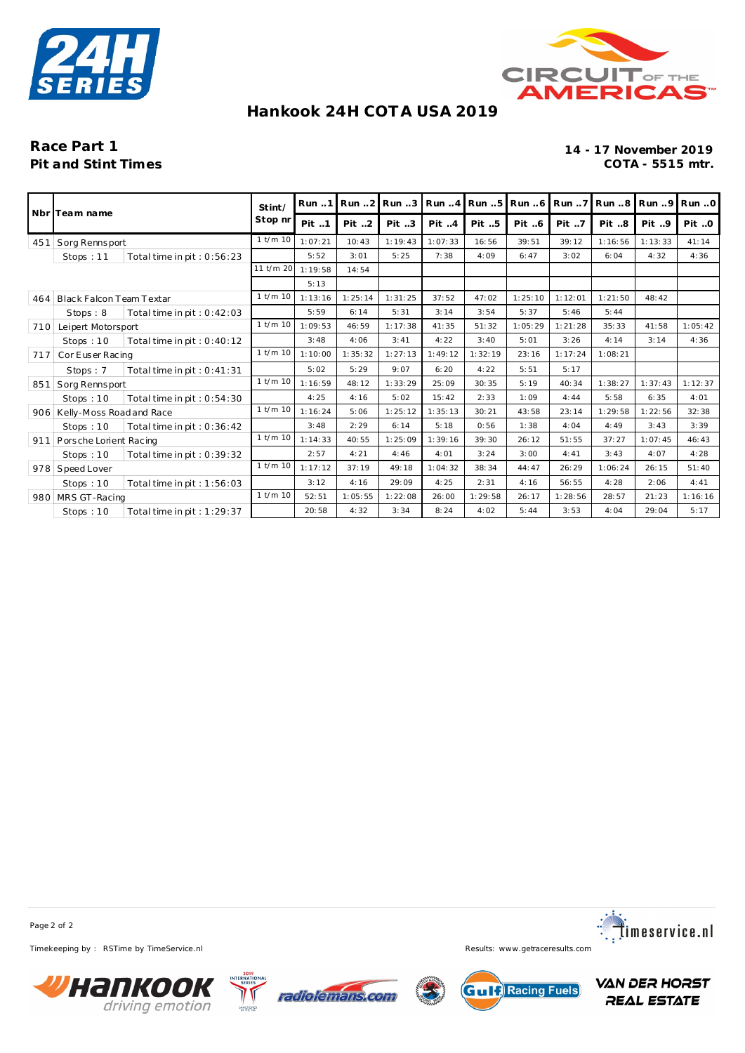# Hankook 24H COTA USA 2019

## Race Part 1
## Pit and Stint Times

**14 - 17 November 2019**
**COTA - 5515 mtr.**

| Nbr | Team name | | Stint/ Stop nr | Run ..1 / Pit ..1 | Run ..2 / Pit ..2 | Run ..3 / Pit ..3 | Run ..4 / Pit ..4 | Run ..5 / Pit ..5 | Run ..6 / Pit ..6 | Run ..7 / Pit ..7 | Run ..8 / Pit ..8 | Run ..9 / Pit ..9 | Run ..0 / Pit ..0 |
|---|---|---|---|---|---|---|---|---|---|---|---|---|---|
| 451 | Sorg Rennsport | | 1 t/m 10 | 1:07:21 | 10:43 | 1:19:43 | 1:07:33 | 16:56 | 39:51 | 39:12 | 1:16:56 | 1:13:33 | 41:14 |
| | Stops : 11 | Total time in pit : 0:56:23 | | 5:52 | 3:01 | 5:25 | 7:38 | 4:09 | 6:47 | 3:02 | 6:04 | 4:32 | 4:36 |
| | | | 11 t/m 20 | 1:19:58 | 14:54 | | | | | | | | |
| | | | | 5:13 | | | | | | | | | |
| 464 | Black Falcon Team Textar | | 1 t/m 10 | 1:13:16 | 1:25:14 | 1:31:25 | 37:52 | 47:02 | 1:25:10 | 1:12:01 | 1:21:50 | 48:42 | |
| | Stops : 8 | Total time in pit : 0:42:03 | | 5:59 | 6:14 | 5:31 | 3:14 | 3:54 | 5:37 | 5:46 | 5:44 | | |
| 710 | Leipert Motorsport | | 1 t/m 10 | 1:09:53 | 46:59 | 1:17:38 | 41:35 | 51:32 | 1:05:29 | 1:21:28 | 35:33 | 41:58 | 1:05:42 |
| | Stops : 10 | Total time in pit : 0:40:12 | | 3:48 | 4:06 | 3:41 | 4:22 | 3:40 | 5:01 | 3:26 | 4:14 | 3:14 | 4:36 |
| 717 | Cor Euser Racing | | 1 t/m 10 | 1:10:00 | 1:35:32 | 1:27:13 | 1:49:12 | 1:32:19 | 23:16 | 1:17:24 | 1:08:21 | | |
| | Stops : 7 | Total time in pit : 0:41:31 | | 5:02 | 5:29 | 9:07 | 6:20 | 4:22 | 5:51 | 5:17 | | | |
| 851 | Sorg Rennsport | | 1 t/m 10 | 1:16:57 | 48:12 | 1:33:29 | 25:09 | 30:35 | 5:19 | 40:34 | 1:38:27 | 1:37:43 | 1:12:37 |
| | Stops : 10 | Total time in pit : 0:54:30 | | 4:25 | 4:16 | 5:02 | 15:42 | 2:33 | 1:09 | 4:44 | 5:58 | 6:35 | 4:01 |
| 906 | Kelly-Moss Road and Race | | 1 t/m 10 | 1:16:24 | 5:06 | 1:25:12 | 1:35:13 | 30:21 | 43:58 | 23:14 | 1:29:58 | 1:22:56 | 32:38 |
| | Stops : 10 | Total time in pit : 0:36:42 | | 3:48 | 2:29 | 6:14 | 5:18 | 0:56 | 1:38 | 4:04 | 4:49 | 3:43 | 3:39 |
| 911 | Porsche Lorient Racing | | 1 t/m 10 | 1:14:33 | 40:55 | 1:25:09 | 1:39:16 | 39:30 | 26:12 | 51:55 | 37:27 | 1:07:45 | 46:43 |
| | Stops : 10 | Total time in pit : 0:39:32 | | 2:57 | 4:21 | 4:46 | 4:01 | 3:24 | 3:00 | 4:41 | 3:43 | 4:07 | 4:28 |
| 978 | Speed Lover | | 1 t/m 10 | 1:17:12 | 37:19 | 49:18 | 1:04:32 | 38:34 | 44:47 | 26:29 | 1:06:24 | 26:15 | 51:40 |
| | Stops : 10 | Total time in pit : 1:56:03 | | 3:12 | 4:16 | 29:09 | 4:25 | 2:31 | 4:16 | 56:55 | 4:28 | 2:06 | 4:41 |
| 980 | MRS GT-Racing | | 1 t/m 10 | 52:51 | 1:05:55 | 1:22:08 | 26:00 | 1:29:58 | 26:17 | 1:28:56 | 28:57 | 21:23 | 1:16:16 |
| | Stops : 10 | Total time in pit : 1:29:37 | | 20:58 | 4:32 | 3:34 | 8:24 | 4:02 | 5:44 | 3:53 | 4:04 | 29:04 | 5:17 |

Timekeeping by : RSTime by TimeService.nl

Results: www.getraceresults.com